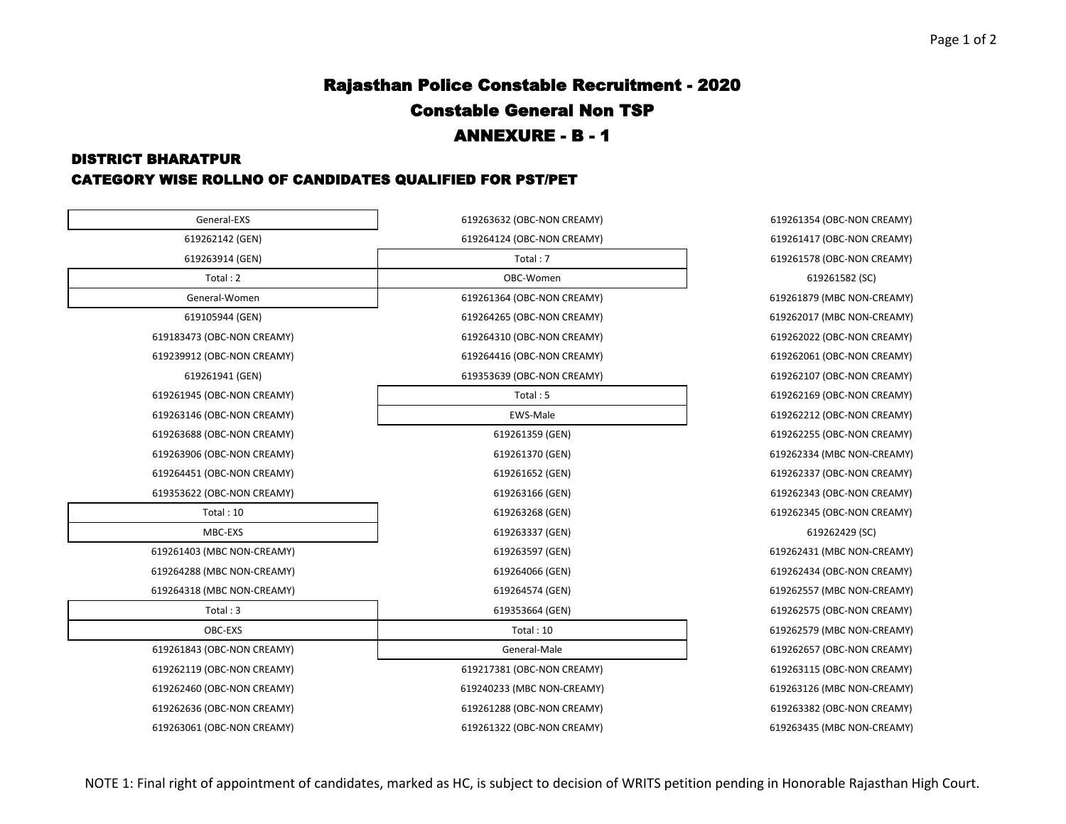# Rajasthan Police Constable Recruitment - 2020

## Constable General Non TSP

## ANNEXURE - B - 1

### DISTRICT BHARATPUR

### CATEGORY WISE ROLLNO OF CANDIDATES QUALIFIED FOR PST/PET

**General-EXS**

619262142 (GEN)
619263914 (GEN)

Total : 2

**General-Women**

619105944 (GEN)
619183473 (OBC-NON CREAMY)
619239912 (OBC-NON CREAMY)
619261941 (GEN)
619261945 (OBC-NON CREAMY)
619263146 (OBC-NON CREAMY)
619263688 (OBC-NON CREAMY)
619263906 (OBC-NON CREAMY)
619264451 (OBC-NON CREAMY)
619353622 (OBC-NON CREAMY)

Total : 10

**MBC-EXS**

619261403 (MBC NON-CREAMY)
619264288 (MBC NON-CREAMY)
619264318 (MBC NON-CREAMY)

Total : 3

**OBC-EXS**

619261843 (OBC-NON CREAMY)
619262119 (OBC-NON CREAMY)
619262460 (OBC-NON CREAMY)
619262636 (OBC-NON CREAMY)
619263061 (OBC-NON CREAMY)
619263632 (OBC-NON CREAMY)
619264124 (OBC-NON CREAMY)

Total : 7

**OBC-Women**

619261364 (OBC-NON CREAMY)
619264265 (OBC-NON CREAMY)
619264310 (OBC-NON CREAMY)
619264416 (OBC-NON CREAMY)
619353639 (OBC-NON CREAMY)

Total : 5

**EWS-Male**

619261359 (GEN)
619261370 (GEN)
619261652 (GEN)
619263166 (GEN)
619263268 (GEN)
619263337 (GEN)
619263597 (GEN)
619264066 (GEN)
619264574 (GEN)
619353664 (GEN)

Total : 10

**General-Male**

619217381 (OBC-NON CREAMY)
619240233 (MBC NON-CREAMY)
619261288 (OBC-NON CREAMY)
619261322 (OBC-NON CREAMY)
619261354 (OBC-NON CREAMY)
619261417 (OBC-NON CREAMY)
619261578 (OBC-NON CREAMY)
619261582 (SC)
619261879 (MBC NON-CREAMY)
619262017 (MBC NON-CREAMY)
619262022 (OBC-NON CREAMY)
619262061 (OBC-NON CREAMY)
619262107 (OBC-NON CREAMY)
619262169 (OBC-NON CREAMY)
619262212 (OBC-NON CREAMY)
619262255 (OBC-NON CREAMY)
619262334 (MBC NON-CREAMY)
619262337 (OBC-NON CREAMY)
619262343 (OBC-NON CREAMY)
619262345 (OBC-NON CREAMY)
619262429 (SC)
619262431 (MBC NON-CREAMY)
619262434 (OBC-NON CREAMY)
619262557 (MBC NON-CREAMY)
619262575 (OBC-NON CREAMY)
619262579 (MBC NON-CREAMY)
619262657 (OBC-NON CREAMY)
619263115 (OBC-NON CREAMY)
619263126 (MBC NON-CREAMY)
619263382 (OBC-NON CREAMY)
619263435 (MBC NON-CREAMY)

NOTE 1: Final right of appointment of candidates, marked as HC, is subject to decision of WRITS petition pending in Honorable Rajasthan High Court.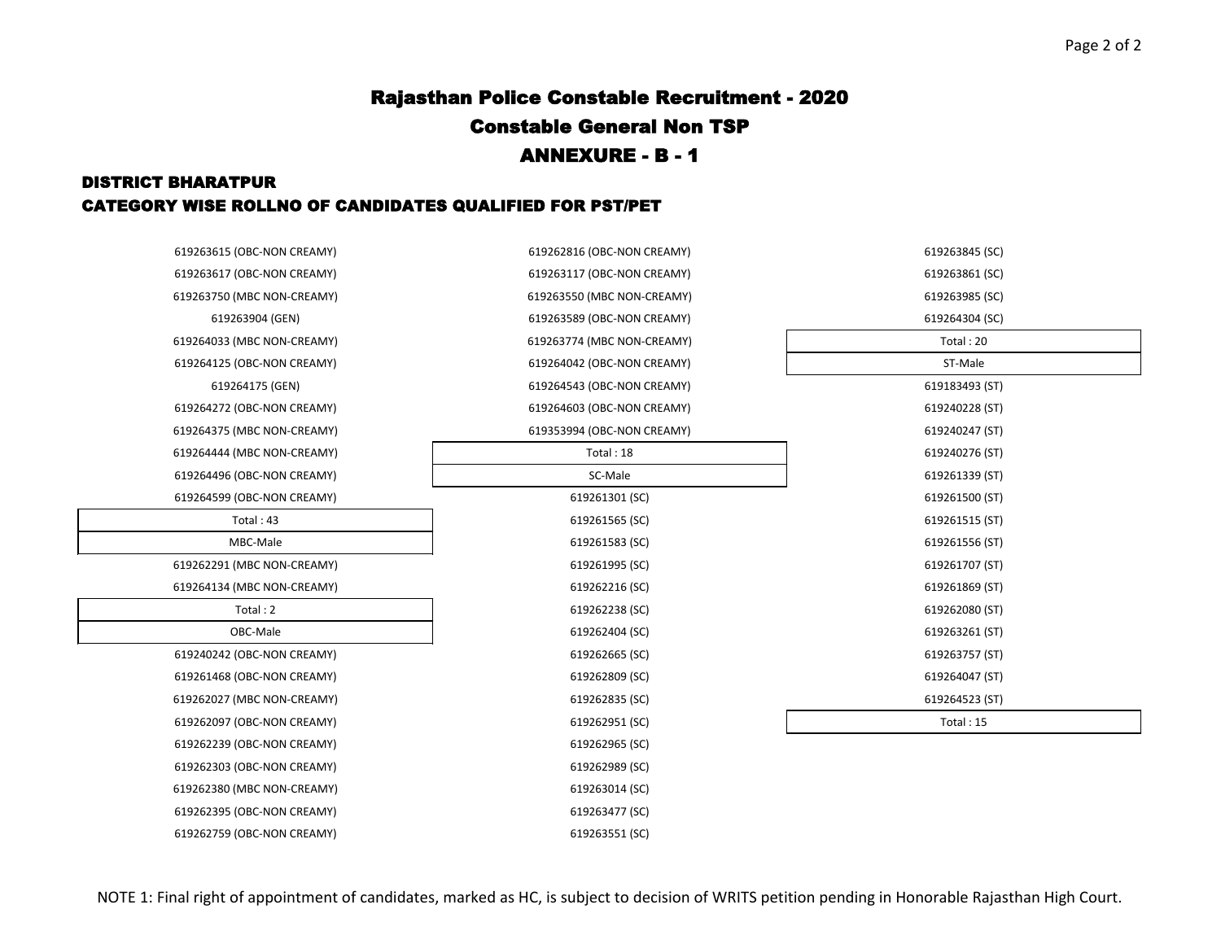# Rajasthan Police Constable Recruitment - 2020

## Constable General Non TSP

## ANNEXURE - B - 1

### DISTRICT BHARATPUR

### CATEGORY WISE ROLLNO OF CANDIDATES QUALIFIED FOR PST/PET

619263615 (OBC-NON CREAMY)
619263617 (OBC-NON CREAMY)
619263750 (MBC NON-CREAMY)
619263904 (GEN)
619264033 (MBC NON-CREAMY)
619264125 (OBC-NON CREAMY)
619264175 (GEN)
619264272 (OBC-NON CREAMY)
619264375 (MBC NON-CREAMY)
619264444 (MBC NON-CREAMY)
619264496 (OBC-NON CREAMY)
619264599 (OBC-NON CREAMY)

Total : 43

**MBC-Male**

619262291 (MBC NON-CREAMY)
619264134 (MBC NON-CREAMY)

Total : 2

**OBC-Male**

619240242 (OBC-NON CREAMY)
619261468 (OBC-NON CREAMY)
619262027 (MBC NON-CREAMY)
619262097 (OBC-NON CREAMY)
619262239 (OBC-NON CREAMY)
619262303 (OBC-NON CREAMY)
619262380 (MBC NON-CREAMY)
619262395 (OBC-NON CREAMY)
619262759 (OBC-NON CREAMY)
619262816 (OBC-NON CREAMY)
619263117 (OBC-NON CREAMY)
619263550 (MBC NON-CREAMY)
619263589 (OBC-NON CREAMY)
619263774 (MBC NON-CREAMY)
619264042 (OBC-NON CREAMY)
619264543 (OBC-NON CREAMY)
619264603 (OBC-NON CREAMY)
619353994 (OBC-NON CREAMY)

Total : 18

**SC-Male**

619261301 (SC)
619261565 (SC)
619261583 (SC)
619261995 (SC)
619262216 (SC)
619262238 (SC)
619262404 (SC)
619262665 (SC)
619262809 (SC)
619262835 (SC)
619262951 (SC)
619262965 (SC)
619262989 (SC)
619263014 (SC)
619263477 (SC)
619263551 (SC)
619263845 (SC)
619263861 (SC)
619263985 (SC)
619264304 (SC)

Total : 20

**ST-Male**

619183493 (ST)
619240228 (ST)
619240247 (ST)
619240276 (ST)
619261339 (ST)
619261500 (ST)
619261515 (ST)
619261556 (ST)
619261707 (ST)
619261869 (ST)
619262080 (ST)
619263261 (ST)
619263757 (ST)
619264047 (ST)
619264523 (ST)

Total : 15

NOTE 1: Final right of appointment of candidates, marked as HC, is subject to decision of WRITS petition pending in Honorable Rajasthan High Court.